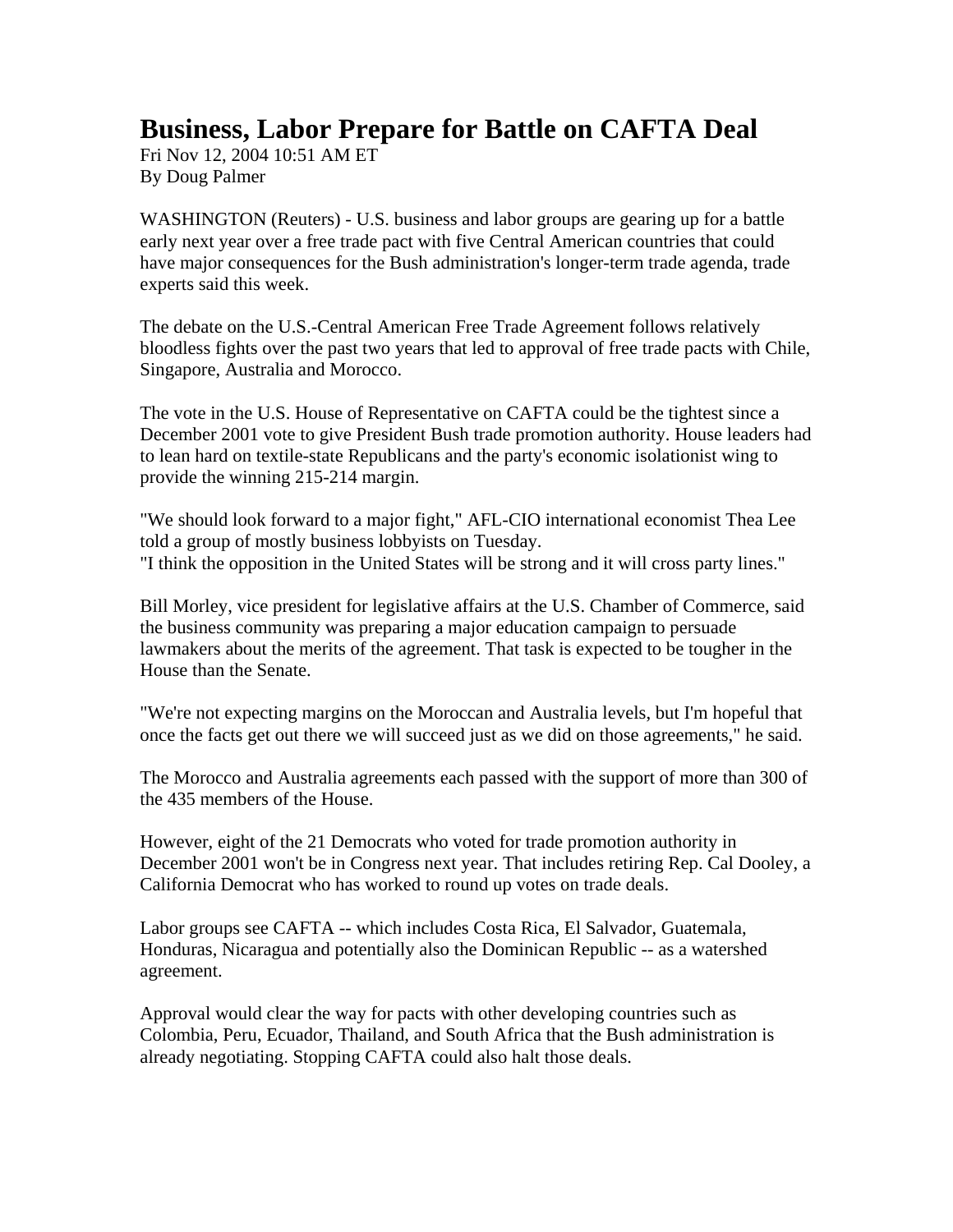# Business, Labor Prepare for Battle on CAFTA Deal

Fri Nov 12, 2004 10:51 AM ET
By Doug Palmer

WASHINGTON (Reuters) - U.S. business and labor groups are gearing up for a battle early next year over a free trade pact with five Central American countries that could have major consequences for the Bush administration's longer-term trade agenda, trade experts said this week.

The debate on the U.S.-Central American Free Trade Agreement follows relatively bloodless fights over the past two years that led to approval of free trade pacts with Chile, Singapore, Australia and Morocco.

The vote in the U.S. House of Representative on CAFTA could be the tightest since a December 2001 vote to give President Bush trade promotion authority. House leaders had to lean hard on textile-state Republicans and the party's economic isolationist wing to provide the winning 215-214 margin.

"We should look forward to a major fight," AFL-CIO international economist Thea Lee told a group of mostly business lobbyists on Tuesday.
"I think the opposition in the United States will be strong and it will cross party lines."

Bill Morley, vice president for legislative affairs at the U.S. Chamber of Commerce, said the business community was preparing a major education campaign to persuade lawmakers about the merits of the agreement. That task is expected to be tougher in the House than the Senate.

"We're not expecting margins on the Moroccan and Australia levels, but I'm hopeful that once the facts get out there we will succeed just as we did on those agreements," he said.

The Morocco and Australia agreements each passed with the support of more than 300 of the 435 members of the House.

However, eight of the 21 Democrats who voted for trade promotion authority in December 2001 won't be in Congress next year. That includes retiring Rep. Cal Dooley, a California Democrat who has worked to round up votes on trade deals.

Labor groups see CAFTA -- which includes Costa Rica, El Salvador, Guatemala, Honduras, Nicaragua and potentially also the Dominican Republic -- as a watershed agreement.

Approval would clear the way for pacts with other developing countries such as Colombia, Peru, Ecuador, Thailand, and South Africa that the Bush administration is already negotiating. Stopping CAFTA could also halt those deals.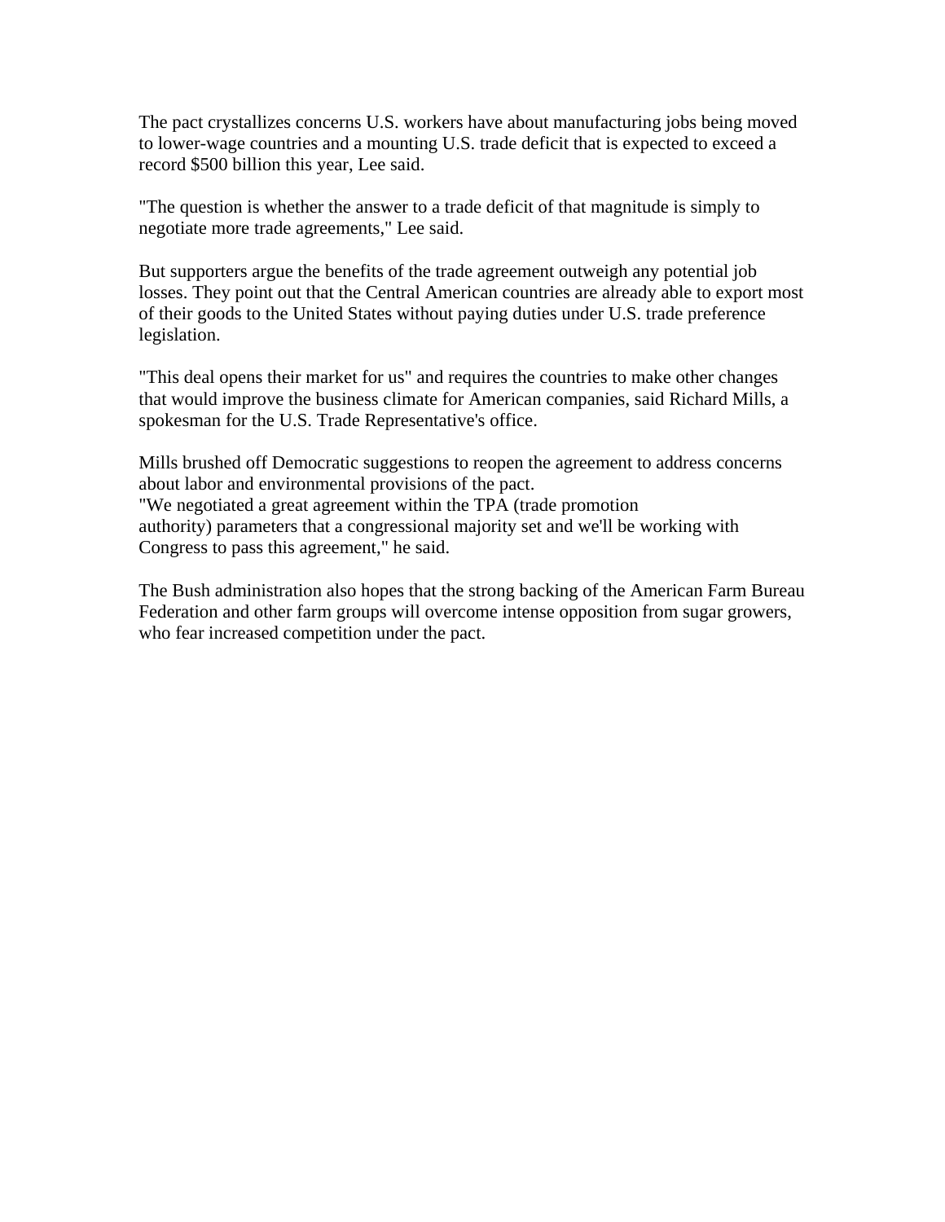The pact crystallizes concerns U.S. workers have about manufacturing jobs being moved to lower-wage countries and a mounting U.S. trade deficit that is expected to exceed a record $500 billion this year, Lee said.

"The question is whether the answer to a trade deficit of that magnitude is simply to negotiate more trade agreements," Lee said.

But supporters argue the benefits of the trade agreement outweigh any potential job losses. They point out that the Central American countries are already able to export most of their goods to the United States without paying duties under U.S. trade preference legislation.

"This deal opens their market for us" and requires the countries to make other changes that would improve the business climate for American companies, said Richard Mills, a spokesman for the U.S. Trade Representative's office.

Mills brushed off Democratic suggestions to reopen the agreement to address concerns about labor and environmental provisions of the pact.
"We negotiated a great agreement within the TPA (trade promotion authority) parameters that a congressional majority set and we'll be working with Congress to pass this agreement," he said.

The Bush administration also hopes that the strong backing of the American Farm Bureau Federation and other farm groups will overcome intense opposition from sugar growers, who fear increased competition under the pact.